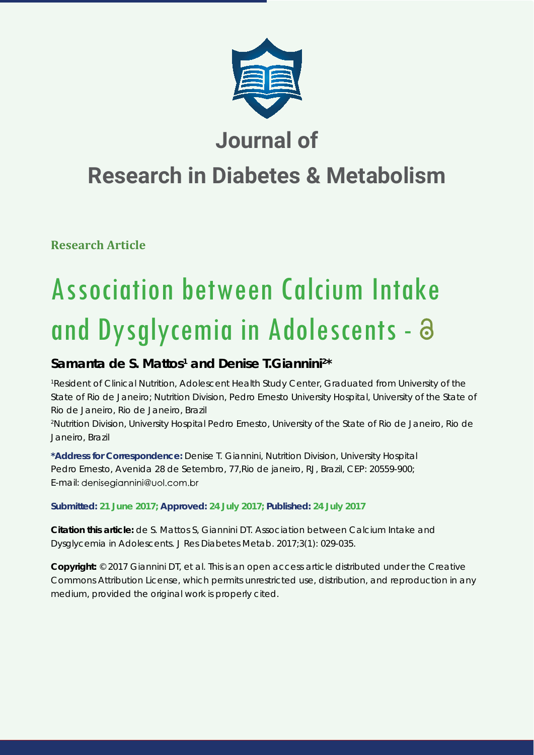# Journal of

# Research in Diabetes & Metabolism

**Research Article**

# Association between Calcium Intake and Dysglycemia in Adolescents -

**Samanta de S. Mattos[1] and Denise T.Giannini[2]\***

[1]Resident of Clinical Nutrition, Adolescent Health Study Center, Graduated from University of the State of Rio de Janeiro; Nutrition Division, Pedro Ernesto University Hospital, University of the State of Rio de Janeiro, Rio de Janeiro, Brazil

[2]Nutrition Division, University Hospital Pedro Ernesto, University of the State of Rio de Janeiro, Rio de Janeiro, Brazil

**\*Address for Correspondence:** Denise T. Giannini, Nutrition Division, University Hospital Pedro Ernesto, Avenida 28 de Setembro, 77,Rio de janeiro, RJ, Brazil, CEP: 20559-900; E-mail: denisegiannini@uol.com.br

**Submitted: 21 June 2017; Approved: 24 July 2017; Published: 24 July 2017**

**Citation this article:** de S. Mattos S, Giannini DT. Association between Calcium Intake and Dysglycemia in Adolescents. J Res Diabetes Metab. 2017;3(1): 029-035.

**Copyright:** © 2017 Giannini DT, et al. This is an open access article distributed under the Creative Commons Attribution License, which permits unrestricted use, distribution, and reproduction in any medium, provided the original work is properly cited.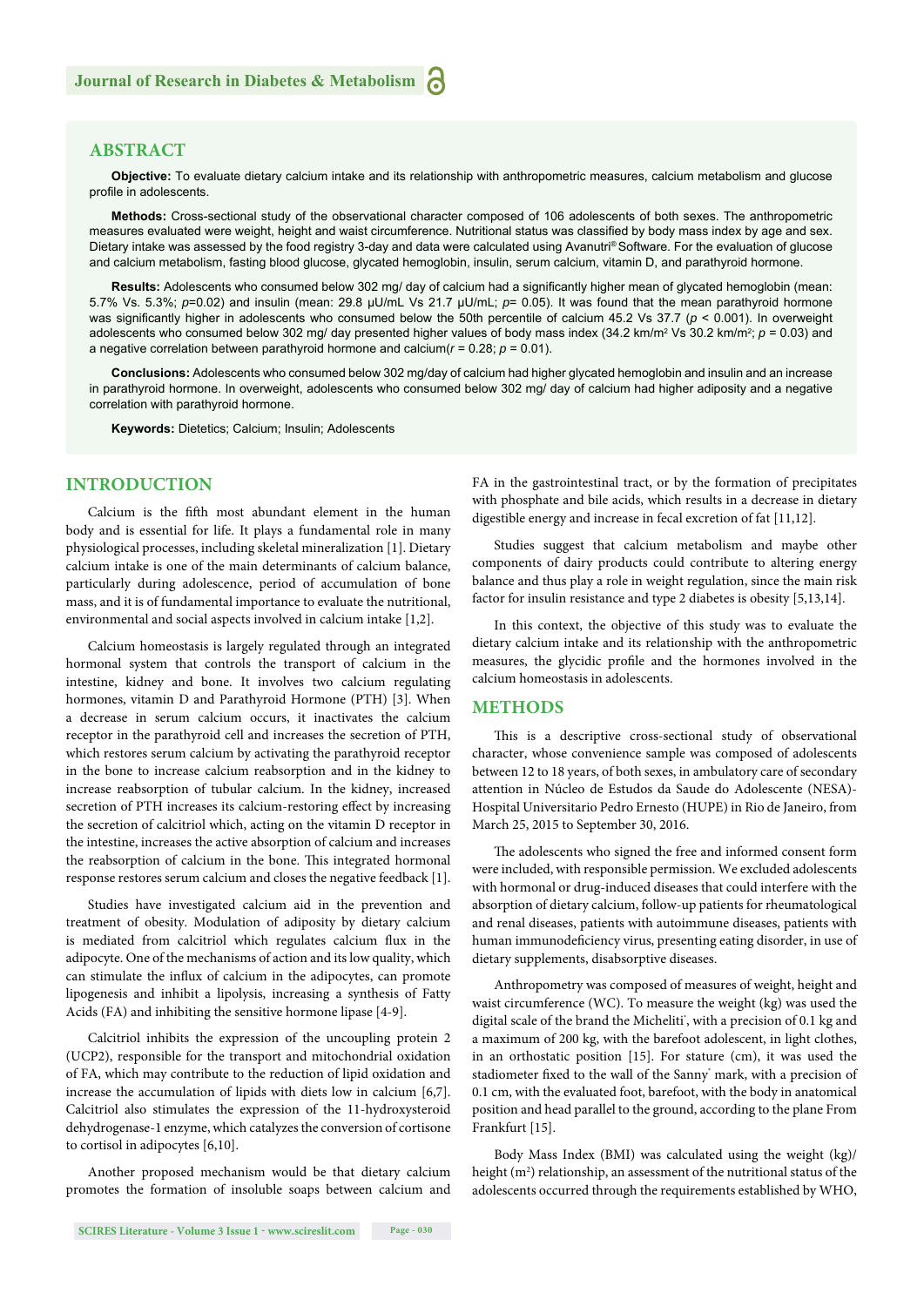## ABSTRACT

**Objective:** To evaluate dietary calcium intake and its relationship with anthropometric measures, calcium metabolism and glucose profile in adolescents.

**Methods:** Cross-sectional study of the observational character composed of 106 adolescents of both sexes. The anthropometric measures evaluated were weight, height and waist circumference. Nutritional status was classified by body mass index by age and sex. Dietary intake was assessed by the food registry 3-day and data were calculated using Avanutri® Software. For the evaluation of glucose and calcium metabolism, fasting blood glucose, glycated hemoglobin, insulin, serum calcium, vitamin D, and parathyroid hormone.

**Results:** Adolescents who consumed below 302 mg/ day of calcium had a significantly higher mean of glycated hemoglobin (mean: 5.7% Vs. 5.3%; $p$=0.02) and insulin (mean: 29.8 μU/mL Vs 21.7 μU/mL; $p$= 0.05). It was found that the mean parathyroid hormone was significantly higher in adolescents who consumed below the 50th percentile of calcium 45.2 Vs 37.7 ($p$ < 0.001). In overweight adolescents who consumed below 302 mg/ day presented higher values of body mass index (34.2 km/m² Vs 30.2 km/m²; $p$ = 0.03) and a negative correlation between parathyroid hormone and calcium($r$ = 0.28; $p$ = 0.01).

**Conclusions:** Adolescents who consumed below 302 mg/day of calcium had higher glycated hemoglobin and insulin and an increase in parathyroid hormone. In overweight, adolescents who consumed below 302 mg/ day of calcium had higher adiposity and a negative correlation with parathyroid hormone.

**Keywords:** Dietetics; Calcium; Insulin; Adolescents

## INTRODUCTION

Calcium is the fifth most abundant element in the human body and is essential for life. It plays a fundamental role in many physiological processes, including skeletal mineralization [1]. Dietary calcium intake is one of the main determinants of calcium balance, particularly during adolescence, period of accumulation of bone mass, and it is of fundamental importance to evaluate the nutritional, environmental and social aspects involved in calcium intake [1,2].

Calcium homeostasis is largely regulated through an integrated hormonal system that controls the transport of calcium in the intestine, kidney and bone. It involves two calcium regulating hormones, vitamin D and Parathyroid Hormone (PTH) [3]. When a decrease in serum calcium occurs, it inactivates the calcium receptor in the parathyroid cell and increases the secretion of PTH, which restores serum calcium by activating the parathyroid receptor in the bone to increase calcium reabsorption and in the kidney to increase reabsorption of tubular calcium. In the kidney, increased secretion of PTH increases its calcium-restoring effect by increasing the secretion of calcitriol which, acting on the vitamin D receptor in the intestine, increases the active absorption of calcium and increases the reabsorption of calcium in the bone. This integrated hormonal response restores serum calcium and closes the negative feedback [1].

Studies have investigated calcium aid in the prevention and treatment of obesity. Modulation of adiposity by dietary calcium is mediated from calcitriol which regulates calcium flux in the adipocyte. One of the mechanisms of action and its low quality, which can stimulate the influx of calcium in the adipocytes, can promote lipogenesis and inhibit a lipolysis, increasing a synthesis of Fatty Acids (FA) and inhibiting the sensitive hormone lipase [4-9].

Calcitriol inhibits the expression of the uncoupling protein 2 (UCP2), responsible for the transport and mitochondrial oxidation of FA, which may contribute to the reduction of lipid oxidation and increase the accumulation of lipids with diets low in calcium [6,7]. Calcitriol also stimulates the expression of the 11-hydroxysteroid dehydrogenase-1 enzyme, which catalyzes the conversion of cortisone to cortisol in adipocytes [6,10].

Another proposed mechanism would be that dietary calcium promotes the formation of insoluble soaps between calcium and FA in the gastrointestinal tract, or by the formation of precipitates with phosphate and bile acids, which results in a decrease in dietary digestible energy and increase in fecal excretion of fat [11,12].

Studies suggest that calcium metabolism and maybe other components of dairy products could contribute to altering energy balance and thus play a role in weight regulation, since the main risk factor for insulin resistance and type 2 diabetes is obesity [5,13,14].

In this context, the objective of this study was to evaluate the dietary calcium intake and its relationship with the anthropometric measures, the glycidic profile and the hormones involved in the calcium homeostasis in adolescents.

## METHODS

This is a descriptive cross-sectional study of observational character, whose convenience sample was composed of adolescents between 12 to 18 years, of both sexes, in ambulatory care of secondary attention in Núcleo de Estudos da Saude do Adolescente (NESA)- Hospital Universitario Pedro Ernesto (HUPE) in Rio de Janeiro, from March 25, 2015 to September 30, 2016.

The adolescents who signed the free and informed consent form were included, with responsible permission. We excluded adolescents with hormonal or drug-induced diseases that could interfere with the absorption of dietary calcium, follow-up patients for rheumatological and renal diseases, patients with autoimmune diseases, patients with human immunodeficiency virus, presenting eating disorder, in use of dietary supplements, disabsorptive diseases.

Anthropometry was composed of measures of weight, height and waist circumference (WC). To measure the weight (kg) was used the digital scale of the brand the Micheliti®, with a precision of 0.1 kg and a maximum of 200 kg, with the barefoot adolescent, in light clothes, in an orthostatic position [15]. For stature (cm), it was used the stadiometer fixed to the wall of the Sanny® mark, with a precision of 0.1 cm, with the evaluated foot, barefoot, with the body in anatomical position and head parallel to the ground, according to the plane From Frankfurt [15].

Body Mass Index (BMI) was calculated using the weight (kg)/ height (m²) relationship, an assessment of the nutritional status of the adolescents occurred through the requirements established by WHO,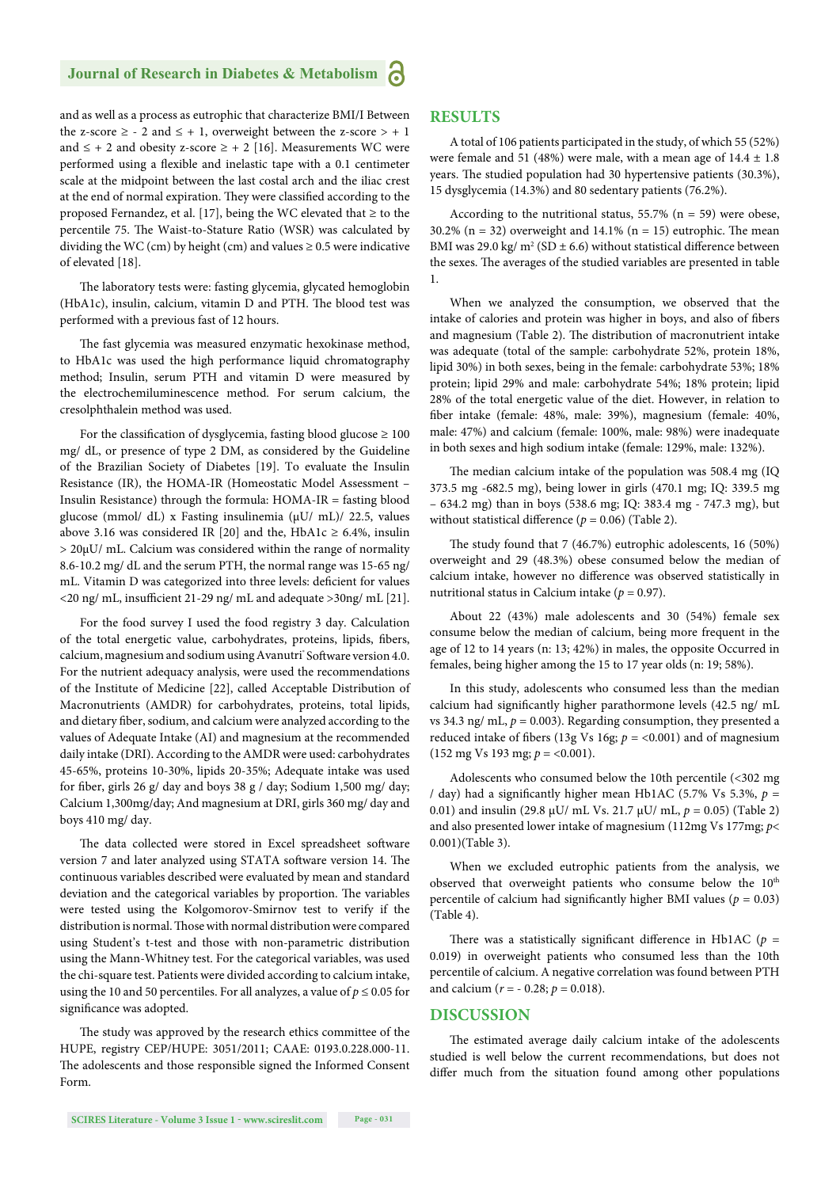and as well as a process as eutrophic that characterize BMI/I Between the z-score ≥ - 2 and ≤ + 1, overweight between the z-score > + 1 and ≤ + 2 and obesity z-score ≥ + 2 [16]. Measurements WC were performed using a flexible and inelastic tape with a 0.1 centimeter scale at the midpoint between the last costal arch and the iliac crest at the end of normal expiration. They were classified according to the proposed Fernandez, et al. [17], being the WC elevated that ≥ to the percentile 75. The Waist-to-Stature Ratio (WSR) was calculated by dividing the WC (cm) by height (cm) and values ≥ 0.5 were indicative of elevated [18].

The laboratory tests were: fasting glycemia, glycated hemoglobin (HbA1c), insulin, calcium, vitamin D and PTH. The blood test was performed with a previous fast of 12 hours.

The fast glycemia was measured enzymatic hexokinase method, to HbA1c was used the high performance liquid chromatography method; Insulin, serum PTH and vitamin D were measured by the electrochemiluminescence method. For serum calcium, the cresolphthalein method was used.

For the classification of dysglycemia, fasting blood glucose ≥ 100 mg/ dL, or presence of type 2 DM, as considered by the Guideline of the Brazilian Society of Diabetes [19]. To evaluate the Insulin Resistance (IR), the HOMA-IR (Homeostatic Model Assessment – Insulin Resistance) through the formula: HOMA-IR = fasting blood glucose (mmol/ dL) x Fasting insulinemia (μU/ mL)/ 22.5, values above 3.16 was considered IR [20] and the, HbA1c ≥ 6.4%, insulin > 20μU/ mL. Calcium was considered within the range of normality 8.6-10.2 mg/ dL and the serum PTH, the normal range was 15-65 ng/ mL. Vitamin D was categorized into three levels: deficient for values <20 ng/ mL, insufficient 21-29 ng/ mL and adequate >30ng/ mL [21].

For the food survey I used the food registry 3 day. Calculation of the total energetic value, carbohydrates, proteins, lipids, fibers, calcium, magnesium and sodium using Avanutri® Software version 4.0. For the nutrient adequacy analysis, were used the recommendations of the Institute of Medicine [22], called Acceptable Distribution of Macronutrients (AMDR) for carbohydrates, proteins, total lipids, and dietary fiber, sodium, and calcium were analyzed according to the values of Adequate Intake (AI) and magnesium at the recommended daily intake (DRI). According to the AMDR were used: carbohydrates 45-65%, proteins 10-30%, lipids 20-35%; Adequate intake was used for fiber, girls 26 g/ day and boys 38 g / day; Sodium 1,500 mg/ day; Calcium 1,300mg/day; And magnesium at DRI, girls 360 mg/ day and boys 410 mg/ day.

The data collected were stored in Excel spreadsheet software version 7 and later analyzed using STATA software version 14. The continuous variables described were evaluated by mean and standard deviation and the categorical variables by proportion. The variables were tested using the Kolgomorov-Smirnov test to verify if the distribution is normal. Those with normal distribution were compared using Student's t-test and those with non-parametric distribution using the Mann-Whitney test. For the categorical variables, was used the chi-square test. Patients were divided according to calcium intake, using the 10 and 50 percentiles. For all analyzes, a value of $p \leq 0.05$ for significance was adopted.

The study was approved by the research ethics committee of the HUPE, registry CEP/HUPE: 3051/2011; CAAE: 0193.0.228.000-11. The adolescents and those responsible signed the Informed Consent Form.

## RESULTS

A total of 106 patients participated in the study, of which 55 (52%) were female and 51 (48%) were male, with a mean age of 14.4 ± 1.8 years. The studied population had 30 hypertensive patients (30.3%), 15 dysglycemia (14.3%) and 80 sedentary patients (76.2%).

According to the nutritional status, 55.7% (n = 59) were obese, 30.2% (n = 32) overweight and 14.1% (n = 15) eutrophic. The mean BMI was 29.0 kg/ $m^2$ (SD ± 6.6) without statistical difference between the sexes. The averages of the studied variables are presented in table 1.

When we analyzed the consumption, we observed that the intake of calories and protein was higher in boys, and also of fibers and magnesium (Table 2). The distribution of macronutrient intake was adequate (total of the sample: carbohydrate 52%, protein 18%, lipid 30%) in both sexes, being in the female: carbohydrate 53%; 18% protein; lipid 29% and male: carbohydrate 54%; 18% protein; lipid 28% of the total energetic value of the diet. However, in relation to fiber intake (female: 48%, male: 39%), magnesium (female: 40%, male: 47%) and calcium (female: 100%, male: 98%) were inadequate in both sexes and high sodium intake (female: 129%, male: 132%).

The median calcium intake of the population was 508.4 mg (IQ 373.5 mg -682.5 mg), being lower in girls (470.1 mg; IQ: 339.5 mg – 634.2 mg) than in boys (538.6 mg; IQ: 383.4 mg - 747.3 mg), but without statistical difference ($p = 0.06$) (Table 2).

The study found that 7 (46.7%) eutrophic adolescents, 16 (50%) overweight and 29 (48.3%) obese consumed below the median of calcium intake, however no difference was observed statistically in nutritional status in Calcium intake ($p = 0.97$).

About 22 (43%) male adolescents and 30 (54%) female sex consume below the median of calcium, being more frequent in the age of 12 to 14 years (n: 13; 42%) in males, the opposite Occurred in females, being higher among the 15 to 17 year olds (n: 19; 58%).

In this study, adolescents who consumed less than the median calcium had significantly higher parathormone levels (42.5 ng/ mL vs 34.3 ng/ mL, $p = 0.003$). Regarding consumption, they presented a reduced intake of fibers (13g Vs 16g; $p = <0.001$) and of magnesium (152 mg Vs 193 mg; $p = <0.001$).

Adolescents who consumed below the 10th percentile (<302 mg / day) had a significantly higher mean Hb1AC (5.7% Vs 5.3%, $p = 0.01$) and insulin (29.8 μU/ mL Vs. 21.7 μU/ mL, $p = 0.05$) (Table 2) and also presented lower intake of magnesium (112mg Vs 177mg; $p < 0.001$)(Table 3).

When we excluded eutrophic patients from the analysis, we observed that overweight patients who consume below the $10^{th}$ percentile of calcium had significantly higher BMI values ($p = 0.03$) (Table 4).

There was a statistically significant difference in Hb1AC ($p = 0.019$) in overweight patients who consumed less than the 10th percentile of calcium. A negative correlation was found between PTH and calcium ($r = -0.28$; $p = 0.018$).

## DISCUSSION

The estimated average daily calcium intake of the adolescents studied is well below the current recommendations, but does not differ much from the situation found among other populations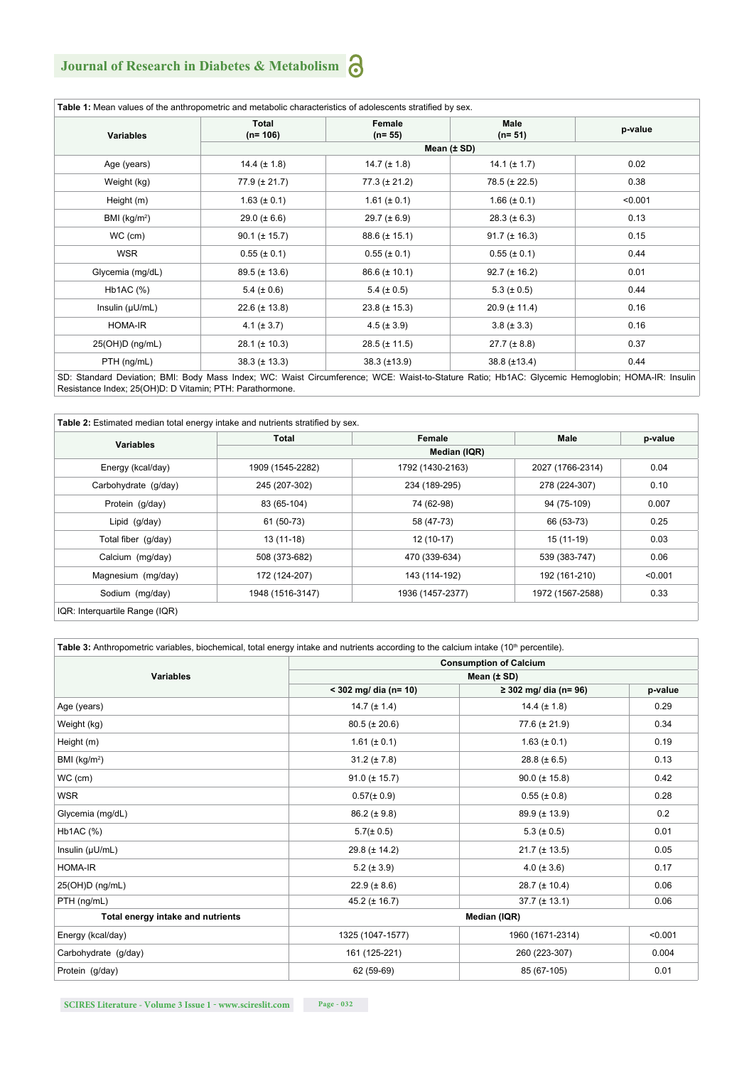**Table 1:** Mean values of the anthropometric and metabolic characteristics of adolescents stratified by sex.

| Variables | Total (n= 106) | Female (n= 55) | Male (n= 51) | p-value |
|---|---|---|---|---|
| | Mean (± SD) | | | |
| Age (years) | 14.4 (± 1.8) | 14.7 (± 1.8) | 14.1 (± 1.7) | 0.02 |
| Weight (kg) | 77.9 (± 21.7) | 77.3 (± 21.2) | 78.5 (± 22.5) | 0.38 |
| Height (m) | 1.63 (± 0.1) | 1.61 (± 0.1) | 1.66 (± 0.1) | <0.001 |
| BMI (kg/m²) | 29.0 (± 6.6) | 29.7 (± 6.9) | 28.3 (± 6.3) | 0.13 |
| WC (cm) | 90.1 (± 15.7) | 88.6 (± 15.1) | 91.7 (± 16.3) | 0.15 |
| WSR | 0.55 (± 0.1) | 0.55 (± 0.1) | 0.55 (± 0.1) | 0.44 |
| Glycemia (mg/dL) | 89.5 (± 13.6) | 86.6 (± 10.1) | 92.7 (± 16.2) | 0.01 |
| Hb1AC (%) | 5.4 (± 0.6) | 5.4 (± 0.5) | 5.3 (± 0.5) | 0.44 |
| Insulin (µU/mL) | 22.6 (± 13.8) | 23.8 (± 15.3) | 20.9 (± 11.4) | 0.16 |
| HOMA-IR | 4.1 (± 3.7) | 4.5 (± 3.9) | 3.8 (± 3.3) | 0.16 |
| 25(OH)D (ng/mL) | 28.1 (± 10.3) | 28.5 (± 11.5) | 27.7 (± 8.8) | 0.37 |
| PTH (ng/mL) | 38.3 (± 13.3) | 38.3 (±13.9) | 38.8 (±13.4) | 0.44 |

SD: Standard Deviation; BMI: Body Mass Index; WC: Waist Circumference; WCE: Waist-to-Stature Ratio; Hb1AC: Glycemic Hemoglobin; HOMA-IR: Insulin Resistance Index; 25(OH)D: D Vitamin; PTH: Parathormone.

**Table 2:** Estimated median total energy intake and nutrients stratified by sex.

| Variables | Total | Female | Male | p-value |
|---|---|---|---|---|
| | Median (IQR) | | | |
| Energy (kcal/day) | 1909 (1545-2282) | 1792 (1430-2163) | 2027 (1766-2314) | 0.04 |
| Carbohydrate (g/day) | 245 (207-302) | 234 (189-295) | 278 (224-307) | 0.10 |
| Protein (g/day) | 83 (65-104) | 74 (62-98) | 94 (75-109) | 0.007 |
| Lipid (g/day) | 61 (50-73) | 58 (47-73) | 66 (53-73) | 0.25 |
| Total fiber (g/day) | 13 (11-18) | 12 (10-17) | 15 (11-19) | 0.03 |
| Calcium (mg/day) | 508 (373-682) | 470 (339-634) | 539 (383-747) | 0.06 |
| Magnesium (mg/day) | 172 (124-207) | 143 (114-192) | 192 (161-210) | <0.001 |
| Sodium (mg/day) | 1948 (1516-3147) | 1936 (1457-2377) | 1972 (1567-2588) | 0.33 |

IQR: Interquartile Range (IQR)

**Table 3:** Anthropometric variables, biochemical, total energy intake and nutrients according to the calcium intake (10th percentile).

| Variables | Consumption of Calcium | | |
|---|---|---|---|
| | Mean (± SD) | | |
| | < 302 mg/ dia (n= 10) | ≥ 302 mg/ dia (n= 96) | p-value |
| Age (years) | 14.7 (± 1.4) | 14.4 (± 1.8) | 0.29 |
| Weight (kg) | 80.5 (± 20.6) | 77.6 (± 21.9) | 0.34 |
| Height (m) | 1.61 (± 0.1) | 1.63 (± 0.1) | 0.19 |
| BMI (kg/m²) | 31.2 (± 7.8) | 28.8 (± 6.5) | 0.13 |
| WC (cm) | 91.0 (± 15.7) | 90.0 (± 15.8) | 0.42 |
| WSR | 0.57(± 0.9) | 0.55 (± 0.8) | 0.28 |
| Glycemia (mg/dL) | 86.2 (± 9.8) | 89.9 (± 13.9) | 0.2 |
| Hb1AC (%) | 5.7(± 0.5) | 5.3 (± 0.5) | 0.01 |
| Insulin (µU/mL) | 29.8 (± 14.2) | 21.7 (± 13.5) | 0.05 |
| HOMA-IR | 5.2 (± 3.9) | 4.0 (± 3.6) | 0.17 |
| 25(OH)D (ng/mL) | 22.9 (± 8.6) | 28.7 (± 10.4) | 0.06 |
| PTH (ng/mL) | 45.2 (± 16.7) | 37.7 (± 13.1) | 0.06 |
| **Total energy intake and nutrients** | **Median (IQR)** | | |
| Energy (kcal/day) | 1325 (1047-1577) | 1960 (1671-2314) | <0.001 |
| Carbohydrate (g/day) | 161 (125-221) | 260 (223-307) | 0.004 |
| Protein (g/day) | 62 (59-69) | 85 (67-105) | 0.01 |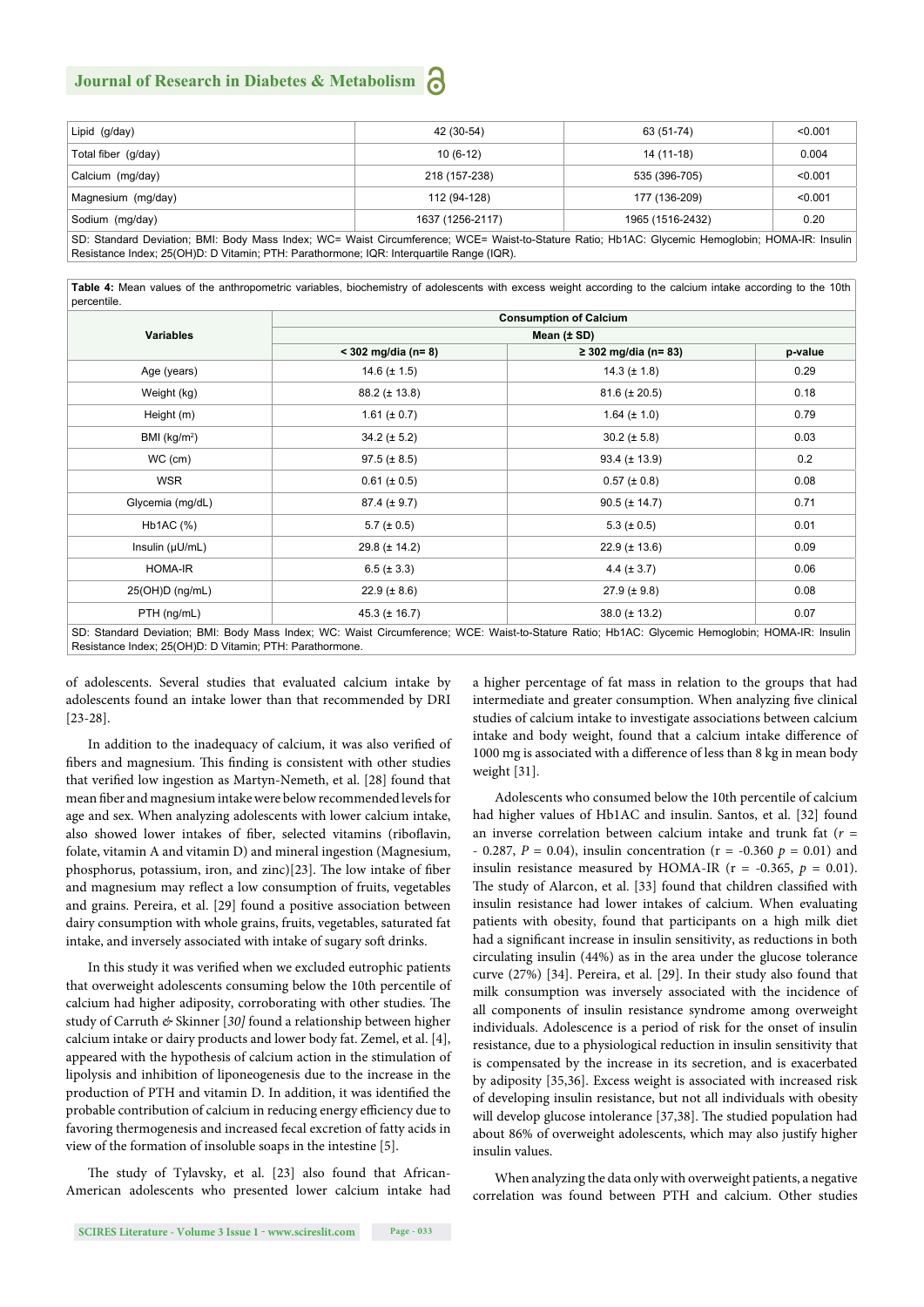| Lipid (g/day) | 42 (30-54) | 63 (51-74) | <0.001 |
|---|---|---|---|
| Total fiber (g/day) | 10 (6-12) | 14 (11-18) | 0.004 |
| Calcium (mg/day) | 218 (157-238) | 535 (396-705) | <0.001 |
| Magnesium (mg/day) | 112 (94-128) | 177 (136-209) | <0.001 |
| Sodium (mg/day) | 1637 (1256-2117) | 1965 (1516-2432) | 0.20 |

SD: Standard Deviation; BMI: Body Mass Index; WC= Waist Circumference; WCE= Waist-to-Stature Ratio; Hb1AC: Glycemic Hemoglobin; HOMA-IR: Insulin Resistance Index; 25(OH)D: D Vitamin; PTH: Parathormone; IQR: Interquartile Range (IQR).

**Table 4:** Mean values of the anthropometric variables, biochemistry of adolescents with excess weight according to the calcium intake according to the 10th percentile.

| Variables | Consumption of Calcium | | |
|---|---|---|---|
| | Mean (± SD) | | |
| | < 302 mg/dia (n= 8) | ≥ 302 mg/dia (n= 83) | p-value |
| Age (years) | 14.6 (± 1.5) | 14.3 (± 1.8) | 0.29 |
| Weight (kg) | 88.2 (± 13.8) | 81.6 (± 20.5) | 0.18 |
| Height (m) | 1.61 (± 0.7) | 1.64 (± 1.0) | 0.79 |
| BMI (kg/m²) | 34.2 (± 5.2) | 30.2 (± 5.8) | 0.03 |
| WC (cm) | 97.5 (± 8.5) | 93.4 (± 13.9) | 0.2 |
| WSR | 0.61 (± 0.5) | 0.57 (± 0.8) | 0.08 |
| Glycemia (mg/dL) | 87.4 (± 9.7) | 90.5 (± 14.7) | 0.71 |
| Hb1AC (%) | 5.7 (± 0.5) | 5.3 (± 0.5) | 0.01 |
| Insulin (µU/mL) | 29.8 (± 14.2) | 22.9 (± 13.6) | 0.09 |
| HOMA-IR | 6.5 (± 3.3) | 4.4 (± 3.7) | 0.06 |
| 25(OH)D (ng/mL) | 22.9 (± 8.6) | 27.9 (± 9.8) | 0.08 |
| PTH (ng/mL) | 45.3 (± 16.7) | 38.0 (± 13.2) | 0.07 |

SD: Standard Deviation; BMI: Body Mass Index; WC: Waist Circumference; WCE: Waist-to-Stature Ratio; Hb1AC: Glycemic Hemoglobin; HOMA-IR: Insulin Resistance Index; 25(OH)D: D Vitamin; PTH: Parathormone.

of adolescents. Several studies that evaluated calcium intake by adolescents found an intake lower than that recommended by DRI [23-28].

In addition to the inadequacy of calcium, it was also verified of fibers and magnesium. This finding is consistent with other studies that verified low ingestion as Martyn-Nemeth, et al. [28] found that mean fiber and magnesium intake were below recommended levels for age and sex. When analyzing adolescents with lower calcium intake, also showed lower intakes of fiber, selected vitamins (riboflavin, folate, vitamin A and vitamin D) and mineral ingestion (Magnesium, phosphorus, potassium, iron, and zinc)[23]. The low intake of fiber and magnesium may reflect a low consumption of fruits, vegetables and grains. Pereira, et al. [29] found a positive association between dairy consumption with whole grains, fruits, vegetables, saturated fat intake, and inversely associated with intake of sugary soft drinks.

In this study it was verified when we excluded eutrophic patients that overweight adolescents consuming below the 10th percentile of calcium had higher adiposity, corroborating with other studies. The study of Carruth & Skinner [30] found a relationship between higher calcium intake or dairy products and lower body fat. Zemel, et al. [4], appeared with the hypothesis of calcium action in the stimulation of lipolysis and inhibition of liponeogenesis due to the increase in the production of PTH and vitamin D. In addition, it was identified the probable contribution of calcium in reducing energy efficiency due to favoring thermogenesis and increased fecal excretion of fatty acids in view of the formation of insoluble soaps in the intestine [5].

The study of Tylavsky, et al. [23] also found that African-American adolescents who presented lower calcium intake had a higher percentage of fat mass in relation to the groups that had intermediate and greater consumption. When analyzing five clinical studies of calcium intake to investigate associations between calcium intake and body weight, found that a calcium intake difference of 1000 mg is associated with a difference of less than 8 kg in mean body weight [31].

Adolescents who consumed below the 10th percentile of calcium had higher values of Hb1AC and insulin. Santos, et al. [32] found an inverse correlation between calcium intake and trunk fat ($r = -0.287$, $P = 0.04$), insulin concentration ($r = -0.360$ $p = 0.01$) and insulin resistance measured by HOMA-IR ($r = -0.365$, $p = 0.01$). The study of Alarcon, et al. [33] found that children classified with insulin resistance had lower intakes of calcium. When evaluating patients with obesity, found that participants on a high milk diet had a significant increase in insulin sensitivity, as reductions in both circulating insulin (44%) as in the area under the glucose tolerance curve (27%) [34]. Pereira, et al. [29]. In their study also found that milk consumption was inversely associated with the incidence of all components of insulin resistance syndrome among overweight individuals. Adolescence is a period of risk for the onset of insulin resistance, due to a physiological reduction in insulin sensitivity that is compensated by the increase in its secretion, and is exacerbated by adiposity [35,36]. Excess weight is associated with increased risk of developing insulin resistance, but not all individuals with obesity will develop glucose intolerance [37,38]. The studied population had about 86% of overweight adolescents, which may also justify higher insulin values.

When analyzing the data only with overweight patients, a negative correlation was found between PTH and calcium. Other studies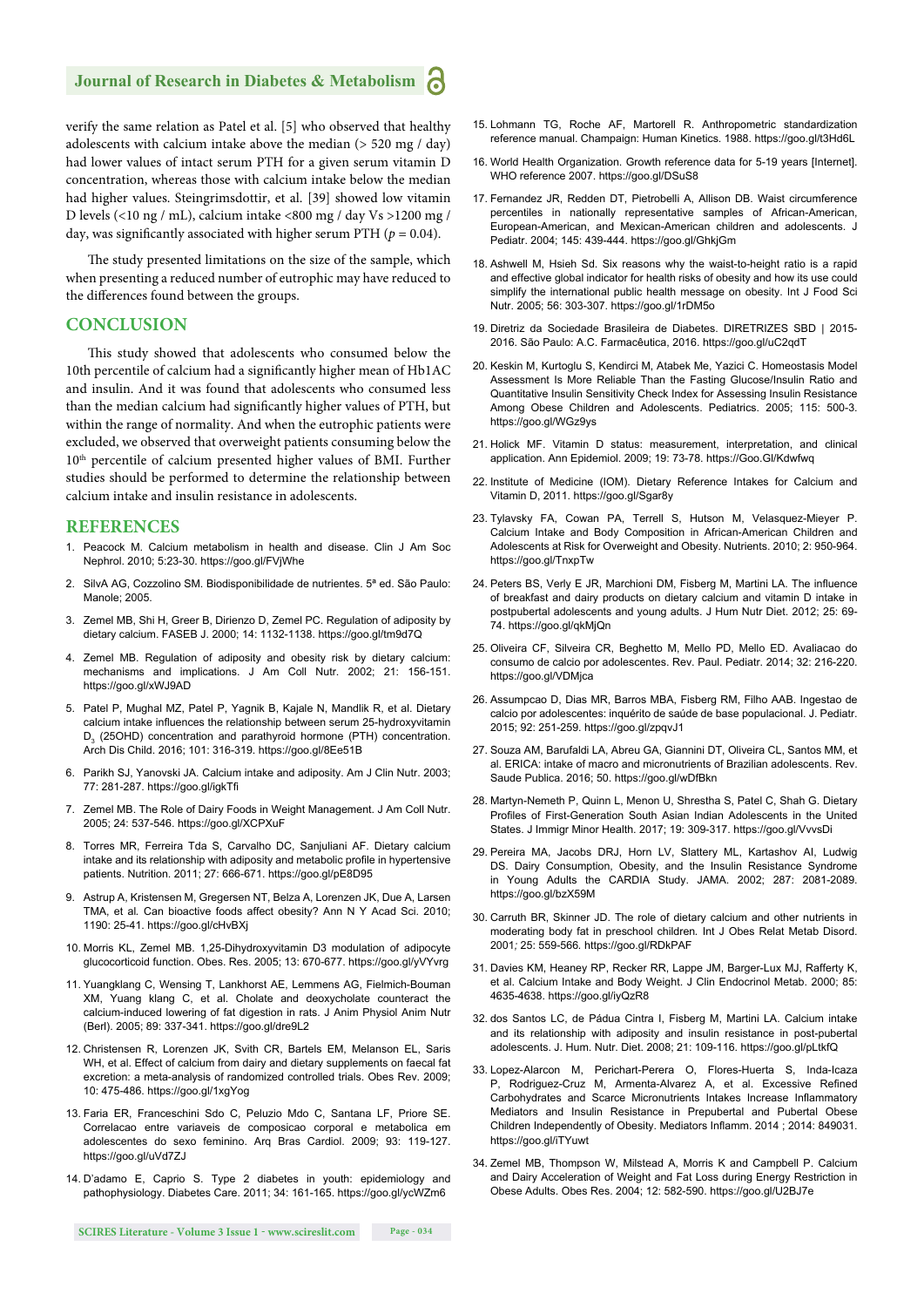verify the same relation as Patel et al. [5] who observed that healthy adolescents with calcium intake above the median (> 520 mg / day) had lower values of intact serum PTH for a given serum vitamin D concentration, whereas those with calcium intake below the median had higher values. Steingrimsdottir, et al. [39] showed low vitamin D levels (<10 ng / mL), calcium intake <800 mg / day Vs >1200 mg / day, was significantly associated with higher serum PTH ($p = 0.04$).

The study presented limitations on the size of the sample, which when presenting a reduced number of eutrophic may have reduced to the differences found between the groups.

## CONCLUSION

This study showed that adolescents who consumed below the 10th percentile of calcium had a significantly higher mean of Hb1AC and insulin. And it was found that adolescents who consumed less than the median calcium had significantly higher values of PTH, but within the range of normality. And when the eutrophic patients were excluded, we observed that overweight patients consuming below the 10th percentile of calcium presented higher values of BMI. Further studies should be performed to determine the relationship between calcium intake and insulin resistance in adolescents.

## REFERENCES

1. Peacock M. Calcium metabolism in health and disease. Clin J Am Soc Nephrol. 2010; 5:23-30. https://goo.gl/FVjWhe
2. SilvA AG, Cozzolino SM. Biodisponibilidade de nutrientes. 5ª ed. São Paulo: Manole; 2005.
3. Zemel MB, Shi H, Greer B, Dirienzo D, Zemel PC. Regulation of adiposity by dietary calcium. FASEB J. 2000; 14: 1132-1138. https://goo.gl/tm9d7Q
4. Zemel MB. Regulation of adiposity and obesity risk by dietary calcium: mechanisms and implications. J Am Coll Nutr. 2002; 21: 156-151. https://goo.gl/xWJ9AD
5. Patel P, Mughal MZ, Patel P, Yagnik B, Kajale N, Mandlik R, et al. Dietary calcium intake influences the relationship between serum 25-hydroxyvitamin $D_3$ (25OHD) concentration and parathyroid hormone (PTH) concentration. Arch Dis Child. 2016; 101: 316-319. https://goo.gl/8Ee51B
6. Parikh SJ, Yanovski JA. Calcium intake and adiposity. Am J Clin Nutr. 2003; 77: 281-287. https://goo.gl/igkTfi
7. Zemel MB. The Role of Dairy Foods in Weight Management. J Am Coll Nutr. 2005; 24: 537-546. https://goo.gl/XCPXuF
8. Torres MR, Ferreira Tda S, Carvalho DC, Sanjuliani AF. Dietary calcium intake and its relationship with adiposity and metabolic profile in hypertensive patients. Nutrition. 2011; 27: 666-671. https://goo.gl/pE8D95
9. Astrup A, Kristensen M, Gregersen NT, Belza A, Lorenzen JK, Due A, Larsen TMA, et al*.* Can bioactive foods affect obesity? Ann N Y Acad Sci. 2010; 1190: 25-41. https://goo.gl/cHvBXj
10. Morris KL, Zemel MB. 1,25-Dihydroxyvitamin D3 modulation of adipocyte glucocorticoid function. Obes. Res. 2005; 13: 670-677. https://goo.gl/yVYvrg
11. Yuangklang C, Wensing T, Lankhorst AE, Lemmens AG, Fielmich-Bouman XM, Yuang klang C, et al. Cholate and deoxycholate counteract the calcium-induced lowering of fat digestion in rats. J Anim Physiol Anim Nutr (Berl). 2005; 89: 337-341. https://goo.gl/dre9L2
12. Christensen R, Lorenzen JK, Svith CR, Bartels EM, Melanson EL, Saris WH, et al. Effect of calcium from dairy and dietary supplements on faecal fat excretion: a meta-analysis of randomized controlled trials. Obes Rev. 2009; 10: 475-486. https://goo.gl/1xgYog
13. Faria ER, Franceschini Sdo C, Peluzio Mdo C, Santana LF, Priore SE. Correlacao entre variaveis de composicao corporal e metabolica em adolescentes do sexo feminino. Arq Bras Cardiol. 2009; 93: 119-127. https://goo.gl/uVd7ZJ
14. D'adamo E, Caprio S. Type 2 diabetes in youth: epidemiology and pathophysiology. Diabetes Care. 2011; 34: 161-165. https://goo.gl/ycWZm6
15. Lohmann TG, Roche AF, Martorell R. Anthropometric standardization reference manual. Champaign: Human Kinetics. 1988. https://goo.gl/t3Hd6L
16. World Health Organization. Growth reference data for 5-19 years [Internet]. WHO reference 2007. https://goo.gl/DSuS8
17. Fernandez JR, Redden DT, Pietrobelli A, Allison DB. Waist circumference percentiles in nationally representative samples of African-American, European-American, and Mexican-American children and adolescents. J Pediatr. 2004; 145: 439-444. https://goo.gl/GhkjGm
18. Ashwell M, Hsieh Sd. Six reasons why the waist-to-height ratio is a rapid and effective global indicator for health risks of obesity and how its use could simplify the international public health message on obesity. Int J Food Sci Nutr. 2005; 56: 303-307. https://goo.gl/1rDM5o
19. Diretriz da Sociedade Brasileira de Diabetes. DIRETRIZES SBD | 2015-2016. São Paulo: A.C. Farmacêutica, 2016. https://goo.gl/uC2qdT
20. Keskin M, Kurtoglu S, Kendirci M, Atabek Me, Yazici C. Homeostasis Model Assessment Is More Reliable Than the Fasting Glucose/Insulin Ratio and Quantitative Insulin Sensitivity Check Index for Assessing Insulin Resistance Among Obese Children and Adolescents. Pediatrics. 2005; 115: 500-3. https://goo.gl/WGz9ys
21. Holick MF. Vitamin D status: measurement, interpretation, and clinical application. Ann Epidemiol. 2009; 19: 73-78. https://Goo.Gl/Kdwfwq
22. Institute of Medicine (IOM). Dietary Reference Intakes for Calcium and Vitamin D, 2011. https://goo.gl/Sgar8y
23. Tylavsky FA, Cowan PA, Terrell S, Hutson M, Velasquez-Mieyer P. Calcium Intake and Body Composition in African-American Children and Adolescents at Risk for Overweight and Obesity. Nutrients. 2010; 2: 950-964. https://goo.gl/TnxpTw
24. Peters BS, Verly E JR, Marchioni DM, Fisberg M, Martini LA. The influence of breakfast and dairy products on dietary calcium and vitamin D intake in postpubertal adolescents and young adults. J Hum Nutr Diet. 2012; 25: 69-74. https://goo.gl/qkMjQn
25. Oliveira CF, Silveira CR, Beghetto M, Mello PD, Mello ED. Avaliacao do consumo de calcio por adolescentes. Rev. Paul. Pediatr. 2014; 32: 216-220. https://goo.gl/VDMjca
26. Assumpcao D, Dias MR, Barros MBA, Fisberg RM, Filho AAB. Ingestao de calcio por adolescentes: inquérito de saúde de base populacional. J. Pediatr. 2015; 92: 251-259. https://goo.gl/zpqvJ1
27. Souza AM, Barufaldi LA, Abreu GA, Giannini DT, Oliveira CL, Santos MM, et al. ERICA: intake of macro and micronutrients of Brazilian adolescents. Rev. Saude Publica. 2016; 50. https://goo.gl/wDfBkn
28. Martyn-Nemeth P, Quinn L, Menon U, Shrestha S, Patel C, Shah G. Dietary Profiles of First-Generation South Asian Indian Adolescents in the United States. J Immigr Minor Health. 2017; 19: 309-317. https://goo.gl/VvvsDi
29. Pereira MA, Jacobs DRJ, Horn LV, Slattery ML, Kartashov AI, Ludwig DS. Dairy Consumption, Obesity, and the Insulin Resistance Syndrome in Young Adults the CARDIA Study. JAMA. 2002; 287: 2081-2089. https://goo.gl/bzX59M
30. Carruth BR, Skinner JD. The role of dietary calcium and other nutrients in moderating body fat in preschool children. Int J Obes Relat Metab Disord. 2001*;* 25: 559-566. https://goo.gl/RDkPAF
31. Davies KM, Heaney RP, Recker RR, Lappe JM, Barger-Lux MJ, Rafferty K, et al. Calcium Intake and Body Weight. J Clin Endocrinol Metab. 2000; 85: 4635-4638. https://goo.gl/iyQzR8
32. dos Santos LC, de Pádua Cintra I, Fisberg M, Martini LA. Calcium intake and its relationship with adiposity and insulin resistance in post-pubertal adolescents. J. Hum. Nutr. Diet. 2008; 21: 109-116. https://goo.gl/pLtkfQ
33. Lopez-Alarcon M, Perichart-Perera O, Flores-Huerta S, Inda-Icaza P, Rodriguez-Cruz M, Armenta-Alvarez A, et al. Excessive Refined Carbohydrates and Scarce Micronutrients Intakes Increase Inflammatory Mediators and Insulin Resistance in Prepubertal and Pubertal Obese Children Independently of Obesity. Mediators Inflamm. 2014 ; 2014: 849031. https://goo.gl/iTYuwt
34. Zemel MB, Thompson W, Milstead A, Morris K and Campbell P. Calcium and Dairy Acceleration of Weight and Fat Loss during Energy Restriction in Obese Adults. Obes Res. 2004; 12: 582-590. https://goo.gl/U2BJ7e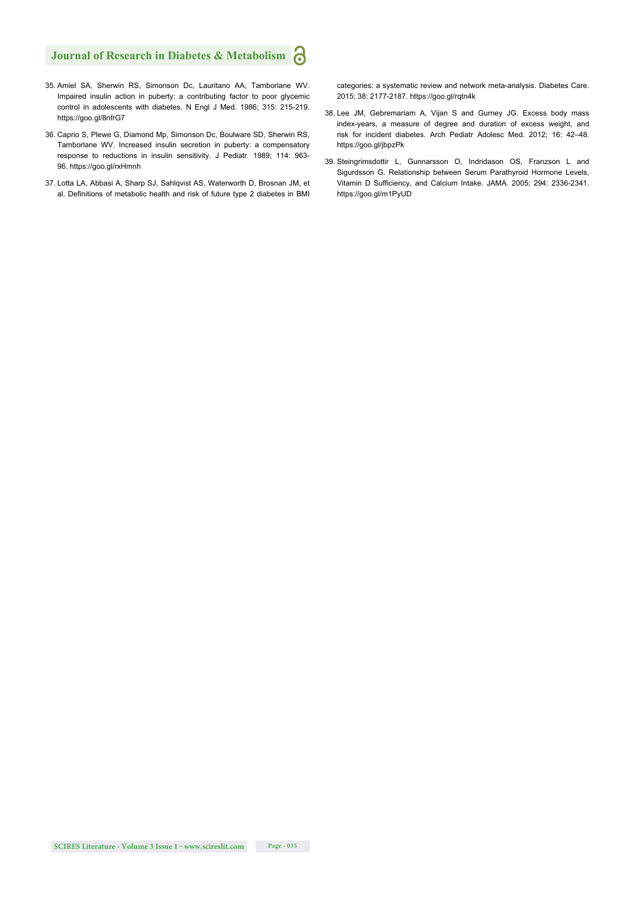35. Amiel SA, Sherwin RS, Simonson Dc, Lauritano AA, Tamborlane WV. Impaired insulin action in puberty: a contributing factor to poor glycemic control in adolescents with diabetes. N Engl J Med. 1986; 315: 215-219. https://goo.gl/8nfrG7

36. Caprio S, Plewe G, Diamond Mp, Simonson Dc, Boulware SD, Sherwin RS, Tamborlane WV. Increased insulin secretion in puberty: a compensatory response to reductions in insulin sensitivity. J Pediatr. 1989; 114: 963-96. https://goo.gl/rxHmnh

37. Lotta LA, Abbasi A, Sharp SJ, Sahlqvist AS, Waterworth D, Brosnan JM, et al. Definitions of metabolic health and risk of future type 2 diabetes in BMI categories: a systematic review and network meta-analysis. Diabetes Care. 2015; 38: 2177-2187. https://goo.gl/rqtn4k

38. Lee JM, Gebremariam A, Vijan S and Gurney JG. Excess body mass index-years, a measure of degree and duration of excess weight, and risk for incident diabetes. Arch Pediatr Adolesc Med. 2012; 16: 42–48. https://goo.gl/jbpzPk

39. Steingrimsdottir L, Gunnarsson O, Indridason OS, Franzson L and Sigurdsson G. Relationship between Serum Parathyroid Hormone Levels, Vitamin D Sufficiency, and Calcium Intake. JAMA. 2005; 294: 2336-2341. https://goo.gl/m1PyUD